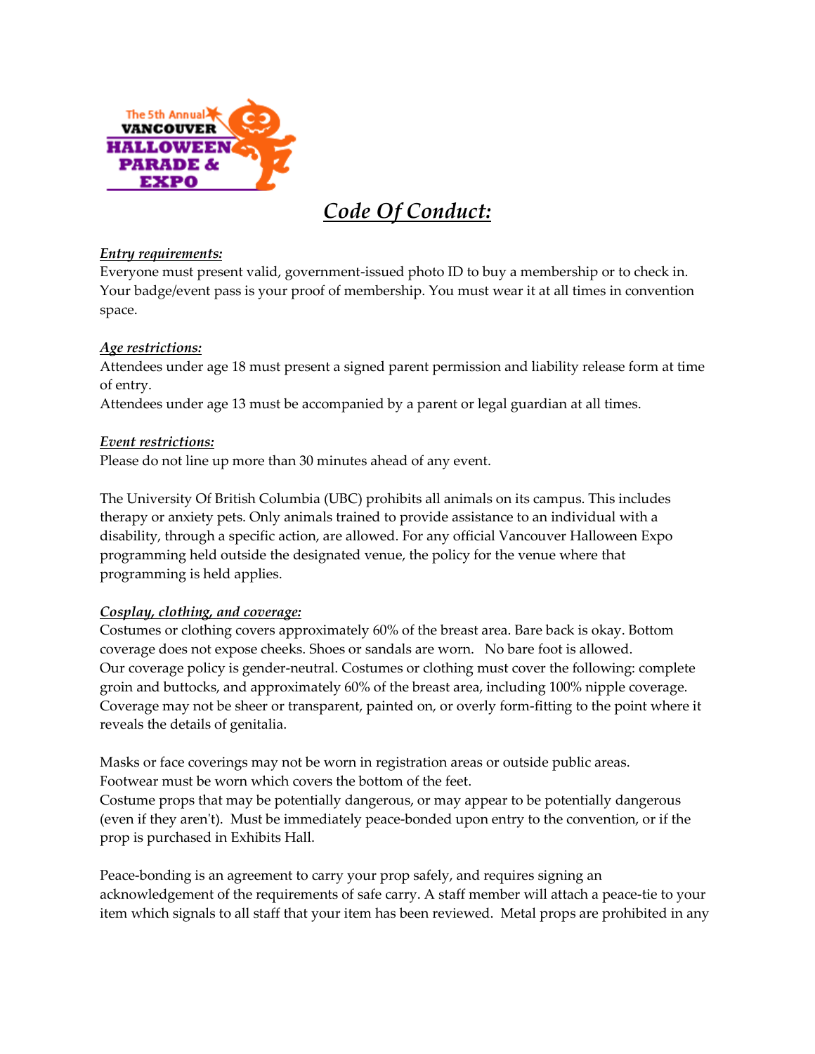The 5th Annual VANCOUVER HALLOWEEN PARADE & EXPO

# *Code Of Conduct:*

***Entry requirements:***
Everyone must present valid, government-issued photo ID to buy a membership or to check in. Your badge/event pass is your proof of membership. You must wear it at all times in convention space.

***Age restrictions:***
Attendees under age 18 must present a signed parent permission and liability release form at time of entry.
Attendees under age 13 must be accompanied by a parent or legal guardian at all times.

***Event restrictions:***
Please do not line up more than 30 minutes ahead of any event.

The University Of British Columbia (UBC) prohibits all animals on its campus. This includes therapy or anxiety pets. Only animals trained to provide assistance to an individual with a disability, through a specific action, are allowed. For any official Vancouver Halloween Expo programming held outside the designated venue, the policy for the venue where that programming is held applies.

***Cosplay, clothing, and coverage:***
Costumes or clothing covers approximately 60% of the breast area. Bare back is okay. Bottom coverage does not expose cheeks. Shoes or sandals are worn. No bare foot is allowed.
Our coverage policy is gender-neutral. Costumes or clothing must cover the following: complete groin and buttocks, and approximately 60% of the breast area, including 100% nipple coverage. Coverage may not be sheer or transparent, painted on, or overly form-fitting to the point where it reveals the details of genitalia.

Masks or face coverings may not be worn in registration areas or outside public areas.
Footwear must be worn which covers the bottom of the feet.
Costume props that may be potentially dangerous, or may appear to be potentially dangerous (even if they aren't). Must be immediately peace-bonded upon entry to the convention, or if the prop is purchased in Exhibits Hall.

Peace-bonding is an agreement to carry your prop safely, and requires signing an acknowledgement of the requirements of safe carry. A staff member will attach a peace-tie to your item which signals to all staff that your item has been reviewed. Metal props are prohibited in any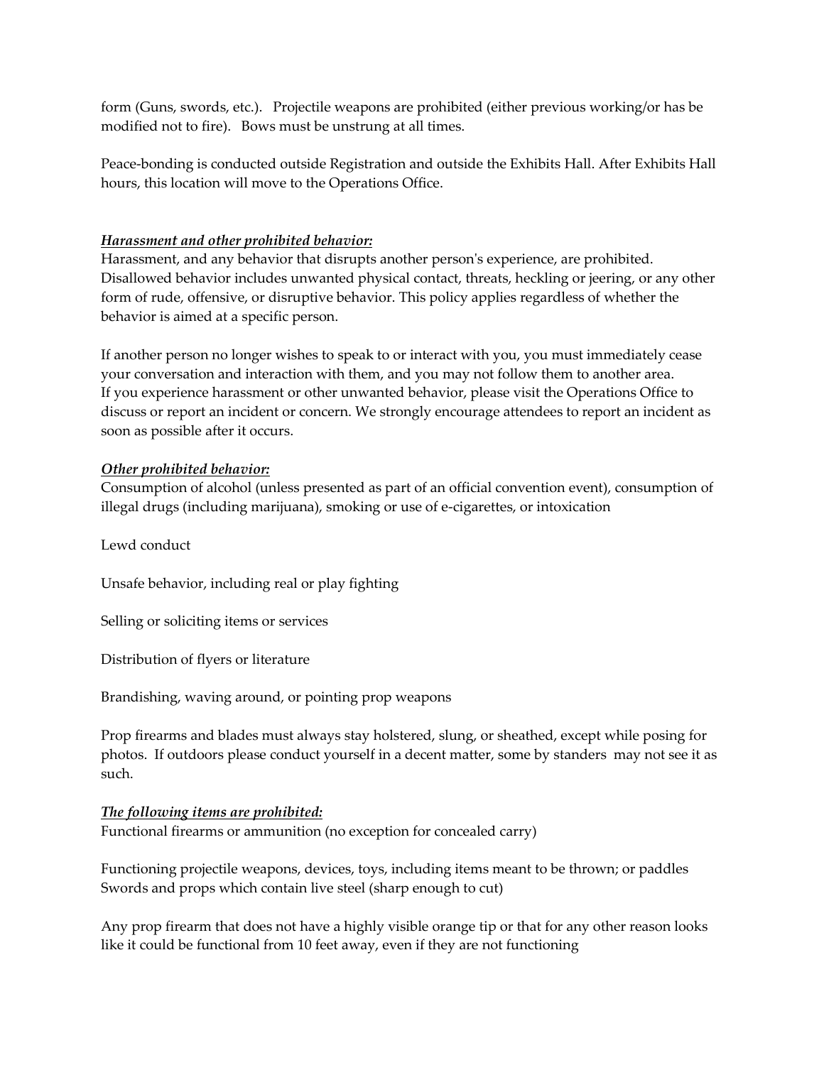form (Guns, swords, etc.). Projectile weapons are prohibited (either previous working/or has be modified not to fire). Bows must be unstrung at all times.

Peace-bonding is conducted outside Registration and outside the Exhibits Hall. After Exhibits Hall hours, this location will move to the Operations Office.

***Harassment and other prohibited behavior:***

Harassment, and any behavior that disrupts another person's experience, are prohibited. Disallowed behavior includes unwanted physical contact, threats, heckling or jeering, or any other form of rude, offensive, or disruptive behavior. This policy applies regardless of whether the behavior is aimed at a specific person.

If another person no longer wishes to speak to or interact with you, you must immediately cease your conversation and interaction with them, and you may not follow them to another area.
If you experience harassment or other unwanted behavior, please visit the Operations Office to discuss or report an incident or concern. We strongly encourage attendees to report an incident as soon as possible after it occurs.

***Other prohibited behavior:***

Consumption of alcohol (unless presented as part of an official convention event), consumption of illegal drugs (including marijuana), smoking or use of e-cigarettes, or intoxication

Lewd conduct

Unsafe behavior, including real or play fighting

Selling or soliciting items or services

Distribution of flyers or literature

Brandishing, waving around, or pointing prop weapons

Prop firearms and blades must always stay holstered, slung, or sheathed, except while posing for photos. If outdoors please conduct yourself in a decent matter, some by standers may not see it as such.

***The following items are prohibited:***

Functional firearms or ammunition (no exception for concealed carry)

Functioning projectile weapons, devices, toys, including items meant to be thrown; or paddles
Swords and props which contain live steel (sharp enough to cut)

Any prop firearm that does not have a highly visible orange tip or that for any other reason looks like it could be functional from 10 feet away, even if they are not functioning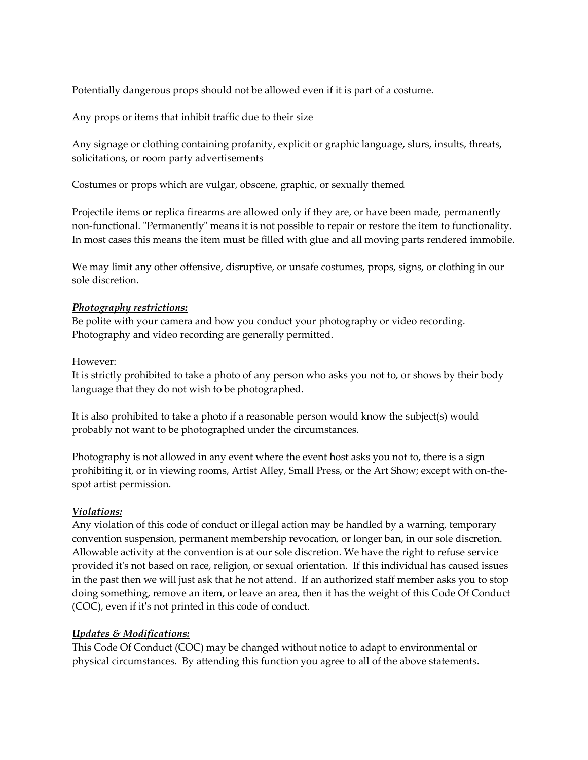Potentially dangerous props should not be allowed even if it is part of a costume.

Any props or items that inhibit traffic due to their size

Any signage or clothing containing profanity, explicit or graphic language, slurs, insults, threats, solicitations, or room party advertisements

Costumes or props which are vulgar, obscene, graphic, or sexually themed

Projectile items or replica firearms are allowed only if they are, or have been made, permanently non-functional. "Permanently" means it is not possible to repair or restore the item to functionality. In most cases this means the item must be filled with glue and all moving parts rendered immobile.

We may limit any other offensive, disruptive, or unsafe costumes, props, signs, or clothing in our sole discretion.

***Photography restrictions:***

Be polite with your camera and how you conduct your photography or video recording. Photography and video recording are generally permitted.

However:

It is strictly prohibited to take a photo of any person who asks you not to, or shows by their body language that they do not wish to be photographed.

It is also prohibited to take a photo if a reasonable person would know the subject(s) would probably not want to be photographed under the circumstances.

Photography is not allowed in any event where the event host asks you not to, there is a sign prohibiting it, or in viewing rooms, Artist Alley, Small Press, or the Art Show; except with on-the-spot artist permission.

***Violations:***

Any violation of this code of conduct or illegal action may be handled by a warning, temporary convention suspension, permanent membership revocation, or longer ban, in our sole discretion. Allowable activity at the convention is at our sole discretion. We have the right to refuse service provided it's not based on race, religion, or sexual orientation. If this individual has caused issues in the past then we will just ask that he not attend. If an authorized staff member asks you to stop doing something, remove an item, or leave an area, then it has the weight of this Code Of Conduct (COC), even if it's not printed in this code of conduct.

***Updates & Modifications:***

This Code Of Conduct (COC) may be changed without notice to adapt to environmental or physical circumstances. By attending this function you agree to all of the above statements.